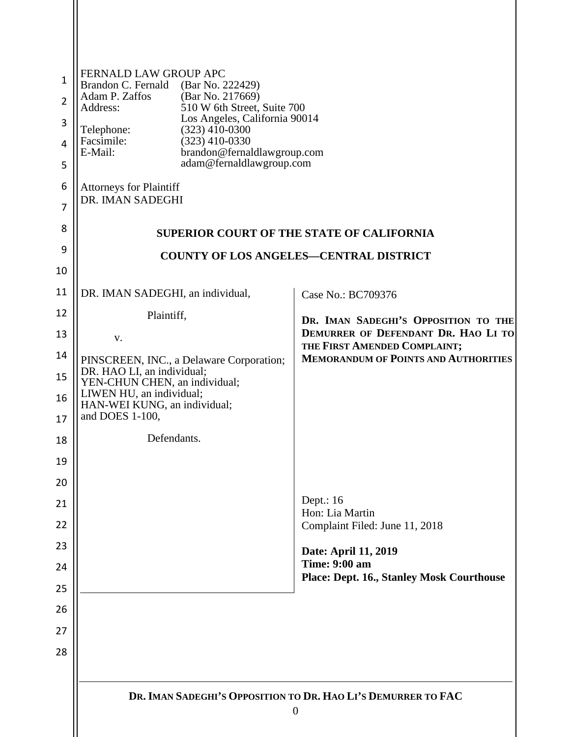FERNALD LAW GROUP APC
Brandon C. Fernald (Bar No. 222429)
Adam P. Zaffos (Bar No. 217669)
Address: 510 W 6th Street, Suite 700
Los Angeles, California 90014
Telephone: (323) 410-0300
Facsimile: (323) 410-0330
E-Mail: brandon@fernaldlawgroup.com
adam@fernaldlawgroup.com

Attorneys for Plaintiff
DR. IMAN SADEGHI

**SUPERIOR COURT OF THE STATE OF CALIFORNIA**

**COUNTY OF LOS ANGELES—CENTRAL DISTRICT**

| | |
|---|---|
| DR. IMAN SADEGHI, an individual,<br><br>Plaintiff,<br><br>v.<br><br>PINSCREEN, INC., a Delaware Corporation;<br>DR. HAO LI, an individual;<br>YEN-CHUN CHEN, an individual;<br>LIWEN HU, an individual;<br>HAN-WEI KUNG, an individual;<br>and DOES 1-100,<br><br>Defendants. | Case No.: BC709376<br><br>**DR. IMAN SADEGHI'S OPPOSITION TO THE DEMURRER OF DEFENDANT DR. HAO LI TO THE FIRST AMENDED COMPLAINT; MEMORANDUM OF POINTS AND AUTHORITIES**<br><br>Dept.: 16<br>Hon: Lia Martin<br>Complaint Filed: June 11, 2018<br><br>**Date: April 11, 2019**<br>**Time: 9:00 am**<br>**Place: Dept. 16., Stanley Mosk Courthouse** |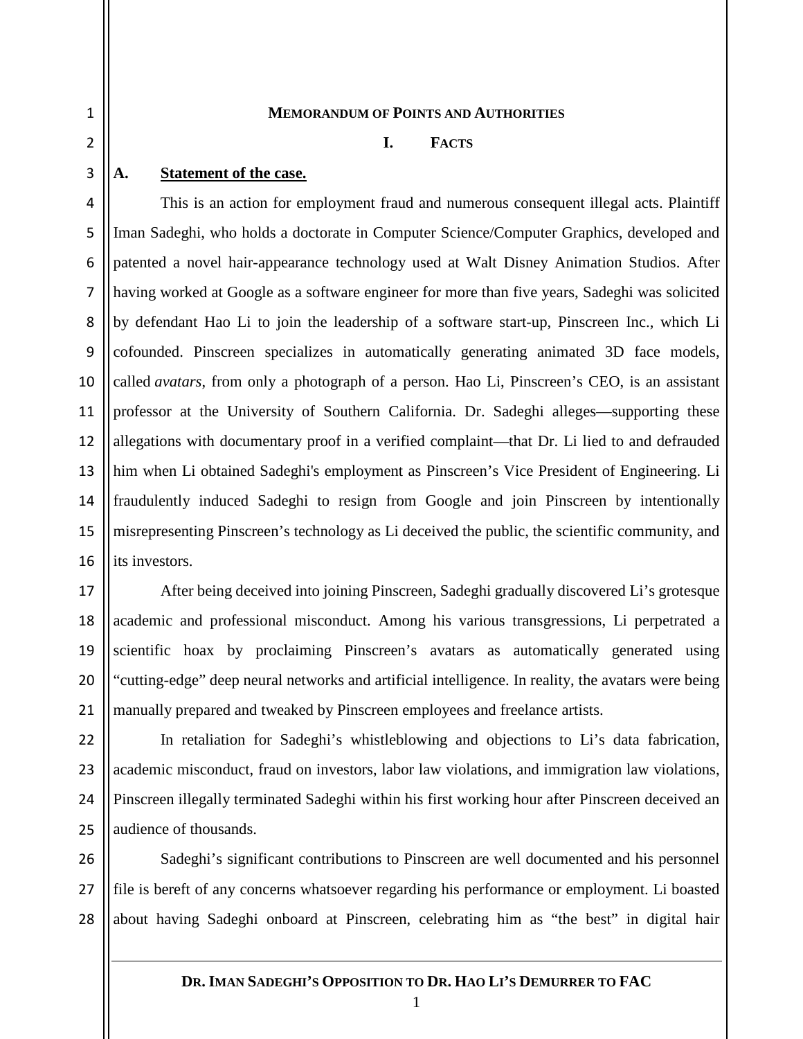# MEMORANDUM OF POINTS AND AUTHORITIES

## I. FACTS

### A. Statement of the case.

This is an action for employment fraud and numerous consequent illegal acts. Plaintiff Iman Sadeghi, who holds a doctorate in Computer Science/Computer Graphics, developed and patented a novel hair-appearance technology used at Walt Disney Animation Studios. After having worked at Google as a software engineer for more than five years, Sadeghi was solicited by defendant Hao Li to join the leadership of a software start-up, Pinscreen Inc., which Li cofounded. Pinscreen specializes in automatically generating animated 3D face models, called *avatars*, from only a photograph of a person. Hao Li, Pinscreen's CEO, is an assistant professor at the University of Southern California. Dr. Sadeghi alleges—supporting these allegations with documentary proof in a verified complaint—that Dr. Li lied to and defrauded him when Li obtained Sadeghi's employment as Pinscreen's Vice President of Engineering. Li fraudulently induced Sadeghi to resign from Google and join Pinscreen by intentionally misrepresenting Pinscreen's technology as Li deceived the public, the scientific community, and its investors.

After being deceived into joining Pinscreen, Sadeghi gradually discovered Li's grotesque academic and professional misconduct. Among his various transgressions, Li perpetrated a scientific hoax by proclaiming Pinscreen's avatars as automatically generated using "cutting-edge" deep neural networks and artificial intelligence. In reality, the avatars were being manually prepared and tweaked by Pinscreen employees and freelance artists.

In retaliation for Sadeghi's whistleblowing and objections to Li's data fabrication, academic misconduct, fraud on investors, labor law violations, and immigration law violations, Pinscreen illegally terminated Sadeghi within his first working hour after Pinscreen deceived an audience of thousands.

Sadeghi's significant contributions to Pinscreen are well documented and his personnel file is bereft of any concerns whatsoever regarding his performance or employment. Li boasted about having Sadeghi onboard at Pinscreen, celebrating him as "the best" in digital hair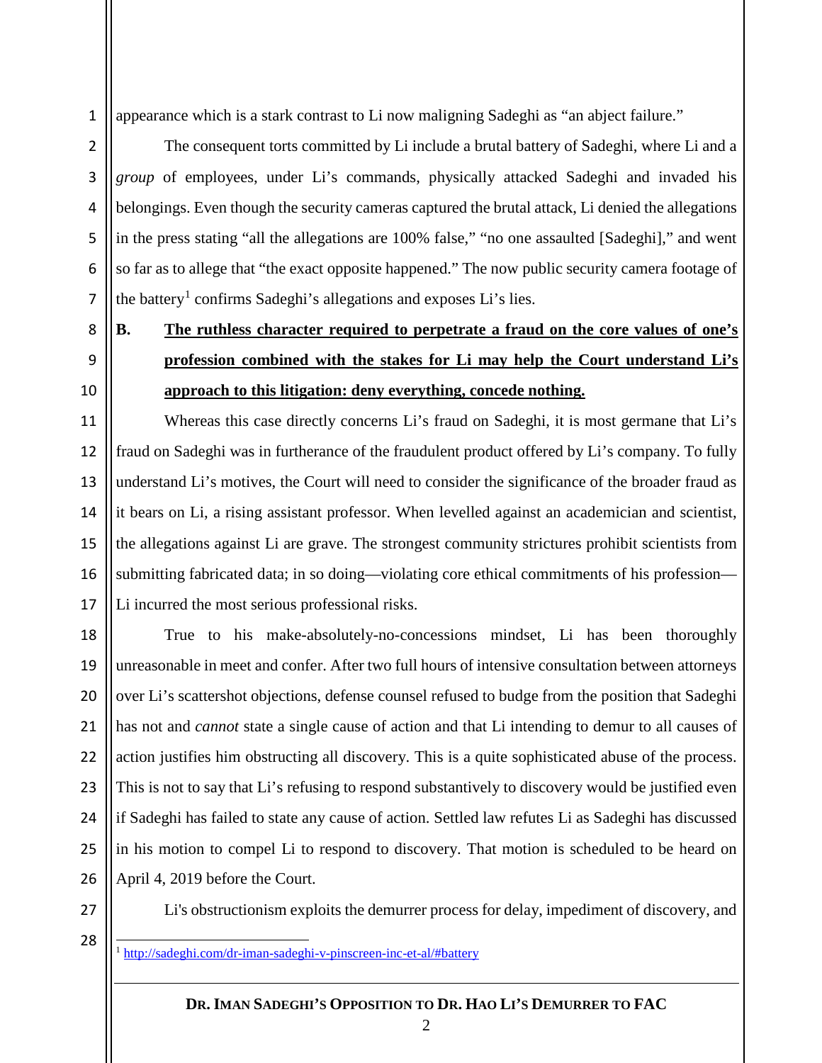appearance which is a stark contrast to Li now maligning Sadeghi as "an abject failure."

The consequent torts committed by Li include a brutal battery of Sadeghi, where Li and a *group* of employees, under Li's commands, physically attacked Sadeghi and invaded his belongings. Even though the security cameras captured the brutal attack, Li denied the allegations in the press stating "all the allegations are 100% false," "no one assaulted [Sadeghi]," and went so far as to allege that "the exact opposite happened." The now public security camera footage of the battery[1] confirms Sadeghi's allegations and exposes Li's lies.

**B. <u>The ruthless character required to perpetrate a fraud on the core values of one's profession combined with the stakes for Li may help the Court understand Li's approach to this litigation: deny everything, concede nothing.</u>**

Whereas this case directly concerns Li's fraud on Sadeghi, it is most germane that Li's fraud on Sadeghi was in furtherance of the fraudulent product offered by Li's company. To fully understand Li's motives, the Court will need to consider the significance of the broader fraud as it bears on Li, a rising assistant professor. When levelled against an academician and scientist, the allegations against Li are grave. The strongest community strictures prohibit scientists from submitting fabricated data; in so doing—violating core ethical commitments of his profession—Li incurred the most serious professional risks.

True to his make-absolutely-no-concessions mindset, Li has been thoroughly unreasonable in meet and confer. After two full hours of intensive consultation between attorneys over Li's scattershot objections, defense counsel refused to budge from the position that Sadeghi has not and *cannot* state a single cause of action and that Li intending to demur to all causes of action justifies him obstructing all discovery. This is a quite sophisticated abuse of the process. This is not to say that Li's refusing to respond substantively to discovery would be justified even if Sadeghi has failed to state any cause of action. Settled law refutes Li as Sadeghi has discussed in his motion to compel Li to respond to discovery. That motion is scheduled to be heard on April 4, 2019 before the Court.

Li's obstructionism exploits the demurrer process for delay, impediment of discovery, and

---

[1] http://sadeghi.com/dr-iman-sadeghi-v-pinscreen-inc-et-al/#battery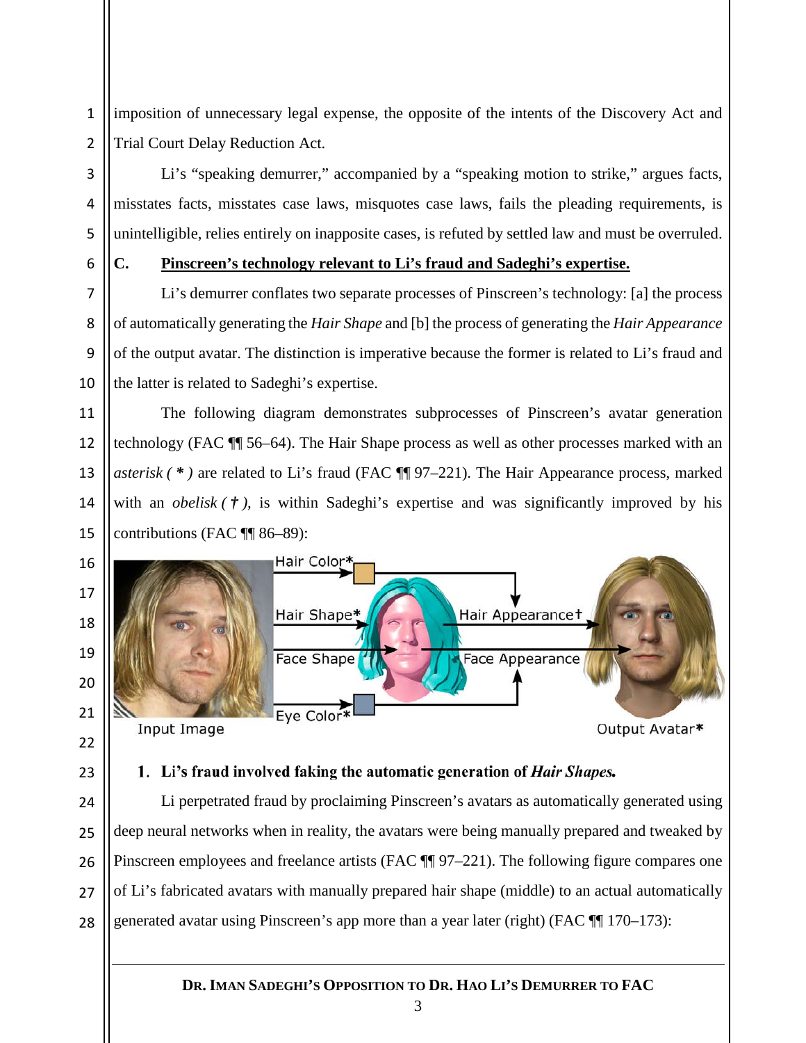imposition of unnecessary legal expense, the opposite of the intents of the Discovery Act and Trial Court Delay Reduction Act.

Li's "speaking demurrer," accompanied by a "speaking motion to strike," argues facts, misstates facts, misstates case laws, misquotes case laws, fails the pleading requirements, is unintelligible, relies entirely on inapposite cases, is refuted by settled law and must be overruled.

### C. Pinscreen's technology relevant to Li's fraud and Sadeghi's expertise.

Li's demurrer conflates two separate processes of Pinscreen's technology: [a] the process of automatically generating the *Hair Shape* and [b] the process of generating the *Hair Appearance* of the output avatar. The distinction is imperative because the former is related to Li's fraud and the latter is related to Sadeghi's expertise.

The following diagram demonstrates subprocesses of Pinscreen's avatar generation technology (FAC ¶¶ 56–64). The Hair Shape process as well as other processes marked with an *asterisk ( * )* are related to Li's fraud (FAC ¶¶ 97–221). The Hair Appearance process, marked with an *obelisk ( † ),* is within Sadeghi's expertise and was significantly improved by his contributions (FAC ¶¶ 86–89):

Input Image — Hair Color* — Hair Shape* — Face Shape — Eye Color* — Hair Appearance† — Face Appearance — Output Avatar*

#### 1. Li's fraud involved faking the automatic generation of *Hair Shapes.*

Li perpetrated fraud by proclaiming Pinscreen's avatars as automatically generated using deep neural networks when in reality, the avatars were being manually prepared and tweaked by Pinscreen employees and freelance artists (FAC ¶¶ 97–221). The following figure compares one of Li's fabricated avatars with manually prepared hair shape (middle) to an actual automatically generated avatar using Pinscreen's app more than a year later (right) (FAC ¶¶ 170–173):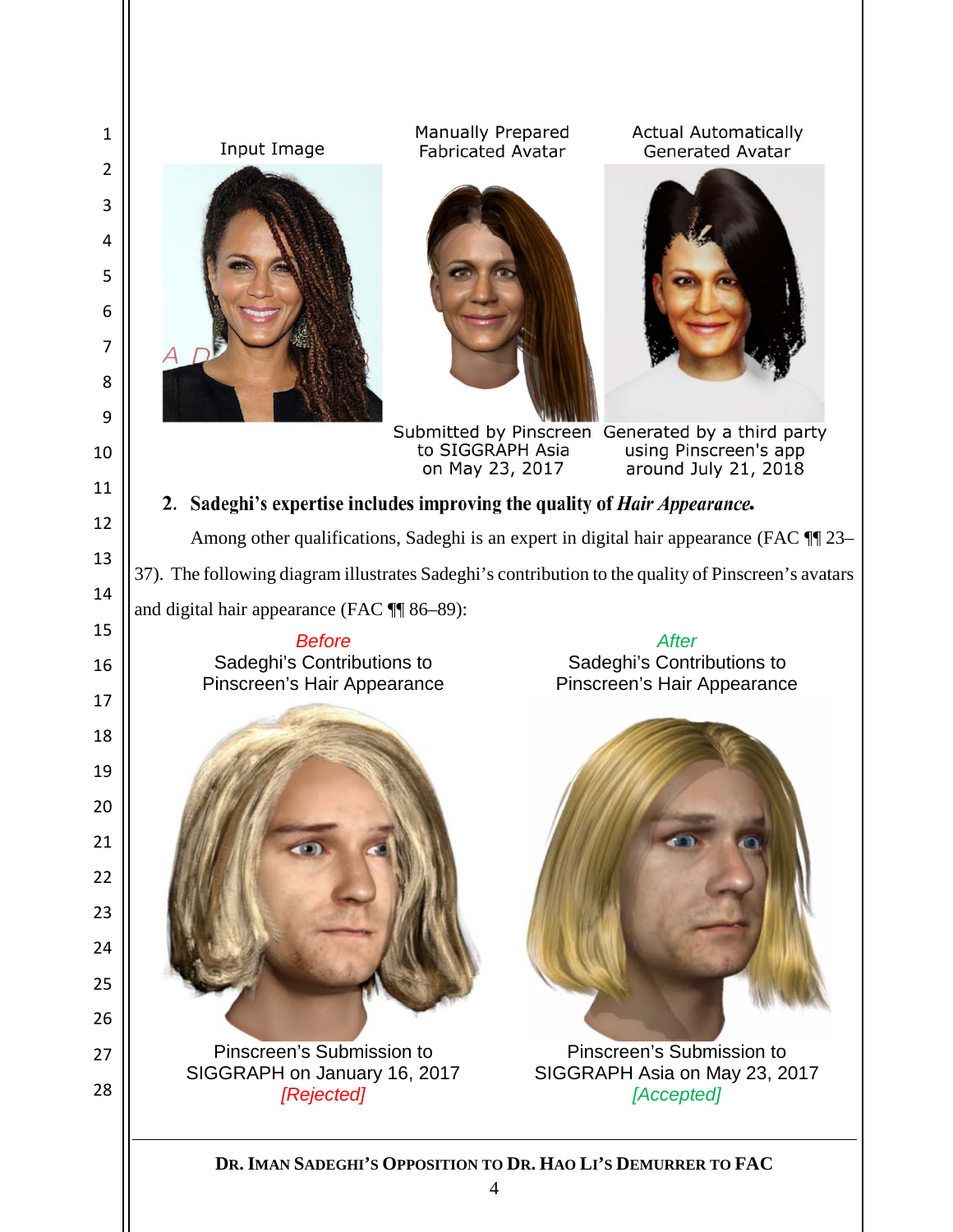Input Image

Manually Prepared Fabricated Avatar

Actual Automatically Generated Avatar

Submitted by Pinscreen to SIGGRAPH Asia on May 23, 2017

Generated by a third party using Pinscreen's app around July 21, 2018

### 2. Sadeghi's expertise includes improving the quality of *Hair Appearance.*

Among other qualifications, Sadeghi is an expert in digital hair appearance (FAC ¶¶ 23–37). The following diagram illustrates Sadeghi's contribution to the quality of Pinscreen's avatars and digital hair appearance (FAC ¶¶ 86–89):

*Before* Sadeghi's Contributions to Pinscreen's Hair Appearance

*After* Sadeghi's Contributions to Pinscreen's Hair Appearance

Pinscreen's Submission to SIGGRAPH on January 16, 2017 *[Rejected]*

Pinscreen's Submission to SIGGRAPH Asia on May 23, 2017 *[Accepted]*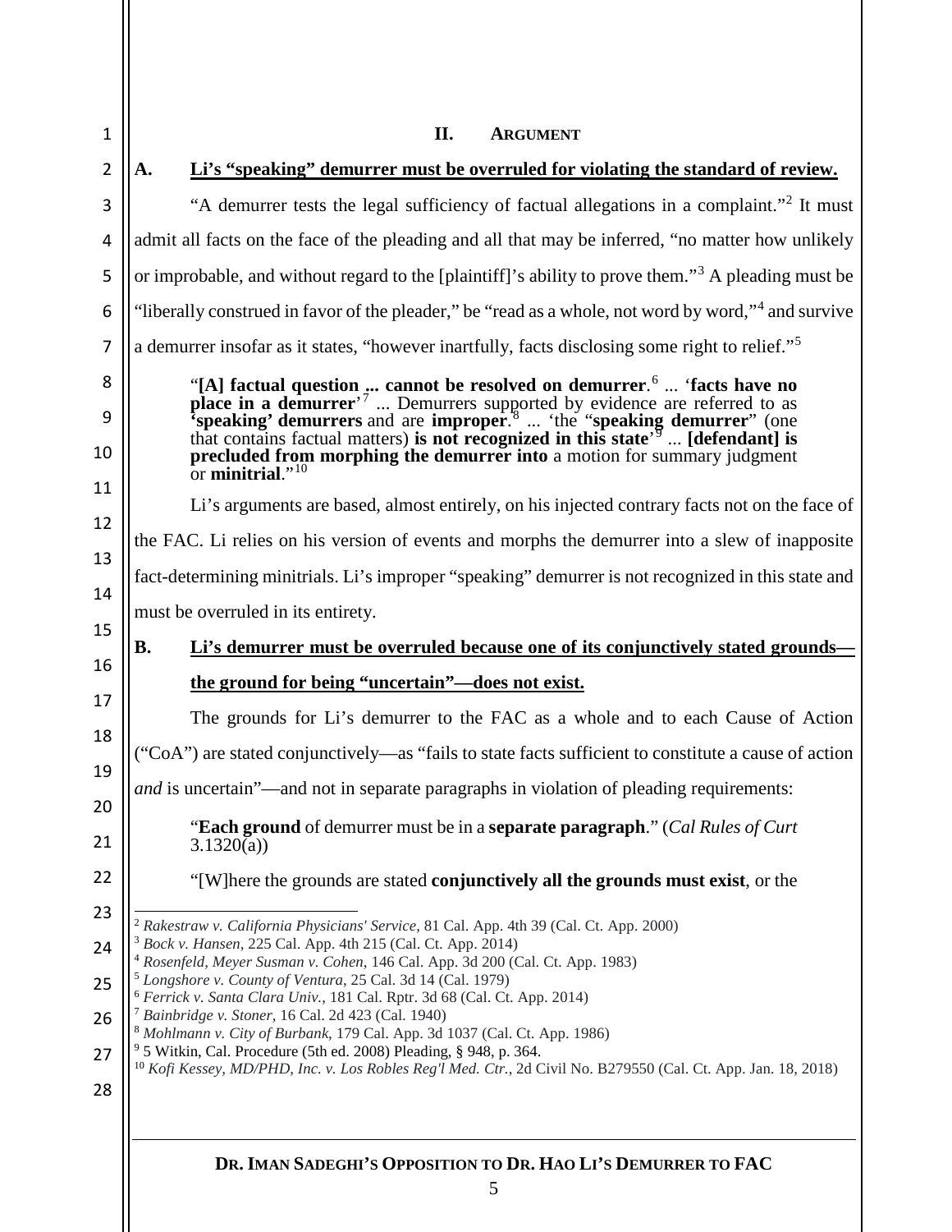## II. ARGUMENT

### A. Li's "speaking" demurrer must be overruled for violating the standard of review.

"A demurrer tests the legal sufficiency of factual allegations in a complaint."[2] It must admit all facts on the face of the pleading and all that may be inferred, "no matter how unlikely or improbable, and without regard to the [plaintiff]'s ability to prove them."[3] A pleading must be "liberally construed in favor of the pleader," be "read as a whole, not word by word,"[4] and survive a demurrer insofar as it states, "however inartfully, facts disclosing some right to relief."[5]

> "**[A] factual question ... cannot be resolved on demurrer**.[6] ... '**facts have no place in a demurrer**'[7] ... Demurrers supported by evidence are referred to as **'speaking' demurrers** and are **improper**.[8] ... 'the "**speaking demurrer**" (one that contains factual matters) **is not recognized in this state**'[9] ... **[defendant] is precluded from morphing the demurrer into** a motion for summary judgment or **minitrial**."[10]

Li's arguments are based, almost entirely, on his injected contrary facts not on the face of the FAC. Li relies on his version of events and morphs the demurrer into a slew of inapposite fact-determining minitrials. Li's improper "speaking" demurrer is not recognized in this state and must be overruled in its entirety.

### B. Li's demurrer must be overruled because one of its conjunctively stated grounds—the ground for being "uncertain"—does not exist.

The grounds for Li's demurrer to the FAC as a whole and to each Cause of Action ("CoA") are stated conjunctively—as "fails to state facts sufficient to constitute a cause of action *and* is uncertain"—and not in separate paragraphs in violation of pleading requirements:

> "**Each ground** of demurrer must be in a **separate paragraph**." (*Cal Rules of Curt* 3.1320(a))

> "[W]here the grounds are stated **conjunctively all the grounds must exist**, or the

---

[2] *Rakestraw v. California Physicians' Service*, 81 Cal. App. 4th 39 (Cal. Ct. App. 2000)
[3] *Bock v. Hansen*, 225 Cal. App. 4th 215 (Cal. Ct. App. 2014)
[4] *Rosenfeld, Meyer Susman v. Cohen*, 146 Cal. App. 3d 200 (Cal. Ct. App. 1983)
[5] *Longshore v. County of Ventura*, 25 Cal. 3d 14 (Cal. 1979)
[6] *Ferrick v. Santa Clara Univ.*, 181 Cal. Rptr. 3d 68 (Cal. Ct. App. 2014)
[7] *Bainbridge v. Stoner*, 16 Cal. 2d 423 (Cal. 1940)
[8] *Mohlmann v. City of Burbank*, 179 Cal. App. 3d 1037 (Cal. Ct. App. 1986)
[9] 5 Witkin, Cal. Procedure (5th ed. 2008) Pleading, § 948, p. 364.
[10] *Kofi Kessey, MD/PHD, Inc. v. Los Robles Reg'l Med. Ctr.*, 2d Civil No. B279550 (Cal. Ct. App. Jan. 18, 2018)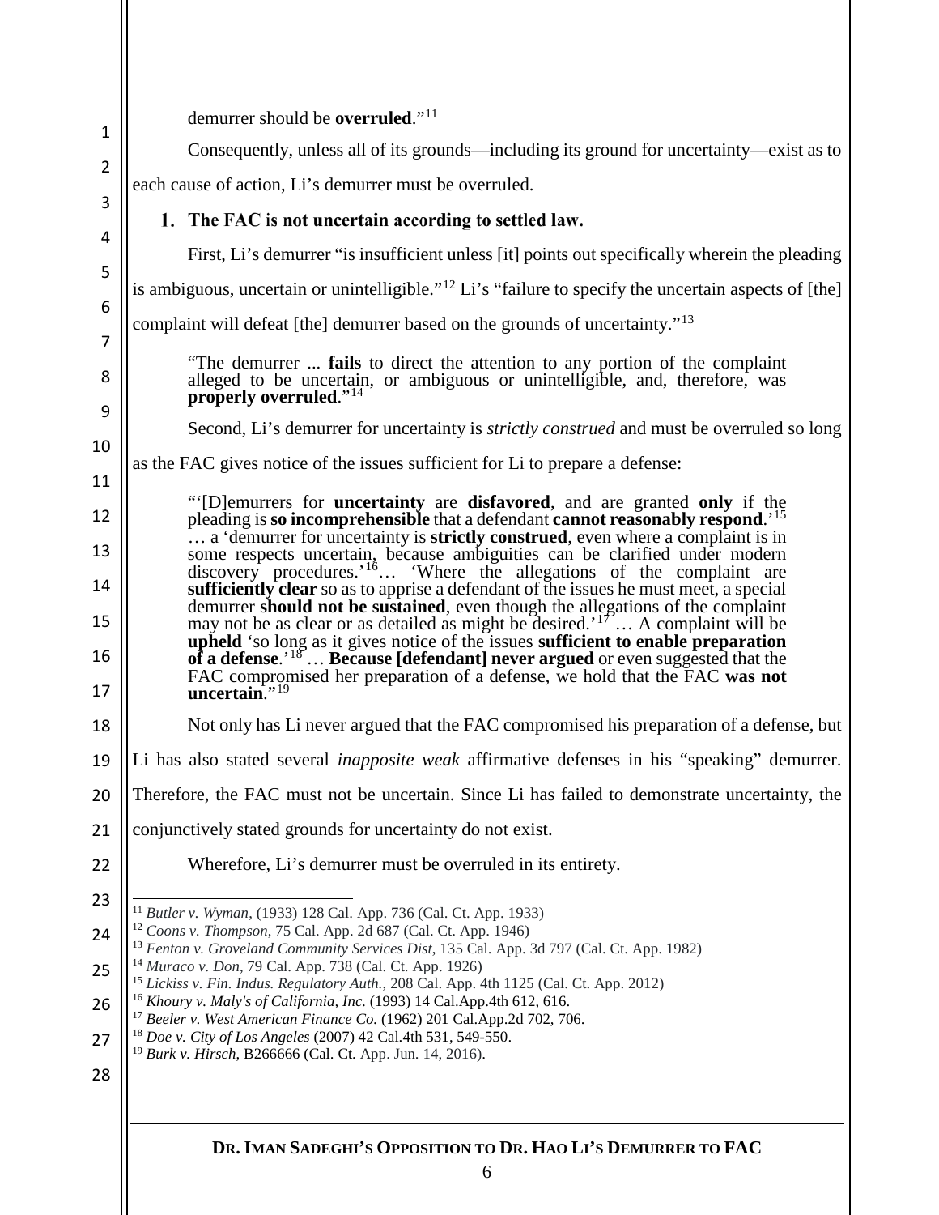demurrer should be **overruled**."[11]

Consequently, unless all of its grounds—including its ground for uncertainty—exist as to each cause of action, Li's demurrer must be overruled.

### 1. The FAC is not uncertain according to settled law.

First, Li's demurrer "is insufficient unless [it] points out specifically wherein the pleading is ambiguous, uncertain or unintelligible."[12] Li's "failure to specify the uncertain aspects of [the] complaint will defeat [the] demurrer based on the grounds of uncertainty."[13]

> "The demurrer ... **fails** to direct the attention to any portion of the complaint alleged to be uncertain, or ambiguous or unintelligible, and, therefore, was **properly overruled**."[14]

Second, Li's demurrer for uncertainty is *strictly construed* and must be overruled so long as the FAC gives notice of the issues sufficient for Li to prepare a defense:

> "'[D]emurrers for **uncertainty** are **disfavored**, and are granted **only** if the pleading is **so incomprehensible** that a defendant **cannot reasonably respond**.'[15] … a 'demurrer for uncertainty is **strictly construed**, even where a complaint is in some respects uncertain, because ambiguities can be clarified under modern discovery procedures.'[16]… 'Where the allegations of the complaint are **sufficiently clear** so as to apprise a defendant of the issues he must meet, a special demurrer **should not be sustained**, even though the allegations of the complaint may not be as clear or as detailed as might be desired.'[17] … A complaint will be **upheld** 'so long as it gives notice of the issues **sufficient to enable preparation of a defense**.'[18] … **Because [defendant] never argued** or even suggested that the FAC compromised her preparation of a defense, we hold that the FAC **was not uncertain**."[19]

Not only has Li never argued that the FAC compromised his preparation of a defense, but Li has also stated several *inapposite weak* affirmative defenses in his "speaking" demurrer. Therefore, the FAC must not be uncertain. Since Li has failed to demonstrate uncertainty, the conjunctively stated grounds for uncertainty do not exist.

Wherefore, Li's demurrer must be overruled in its entirety.

---

[11] *Butler v. Wyman*, (1933) 128 Cal. App. 736 (Cal. Ct. App. 1933)
[12] *Coons v. Thompson*, 75 Cal. App. 2d 687 (Cal. Ct. App. 1946)
[13] *Fenton v. Groveland Community Services Dist*, 135 Cal. App. 3d 797 (Cal. Ct. App. 1982)
[14] *Muraco v. Don*, 79 Cal. App. 738 (Cal. Ct. App. 1926)
[15] *Lickiss v. Fin. Indus. Regulatory Auth.*, 208 Cal. App. 4th 1125 (Cal. Ct. App. 2012)
[16] *Khoury v. Maly's of California, Inc.* (1993) 14 Cal.App.4th 612, 616.
[17] *Beeler v. West American Finance Co.* (1962) 201 Cal.App.2d 702, 706.
[18] *Doe v. City of Los Angeles* (2007) 42 Cal.4th 531, 549-550.
[19] *Burk v. Hirsch*, B266666 (Cal. Ct. App. Jun. 14, 2016).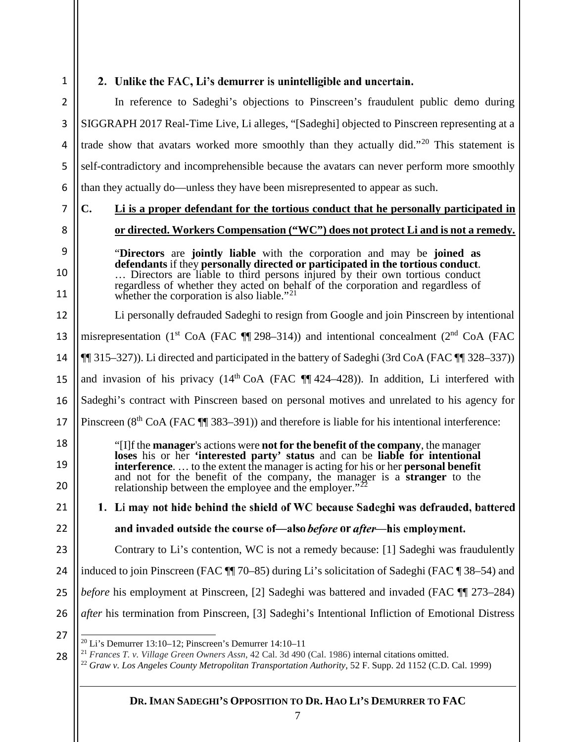### 2. Unlike the FAC, Li's demurrer is unintelligible and uncertain.

In reference to Sadeghi's objections to Pinscreen's fraudulent public demo during SIGGRAPH 2017 Real-Time Live, Li alleges, "[Sadeghi] objected to Pinscreen representing at a trade show that avatars worked more smoothly than they actually did."[20] This statement is self-contradictory and incomprehensible because the avatars can never perform more smoothly than they actually do—unless they have been misrepresented to appear as such.

## C. Li is a proper defendant for the tortious conduct that he personally participated in or directed. Workers Compensation ("WC") does not protect Li and is not a remedy.

> "**Directors** are **jointly liable** with the corporation and may be **joined as defendants** if they **personally directed or participated in the tortious conduct**. … Directors are liable to third persons injured by their own tortious conduct regardless of whether they acted on behalf of the corporation and regardless of whether the corporation is also liable."[21]

Li personally defrauded Sadeghi to resign from Google and join Pinscreen by intentional misrepresentation (1st CoA (FAC ¶¶ 298–314)) and intentional concealment (2nd CoA (FAC ¶¶ 315–327)). Li directed and participated in the battery of Sadeghi (3rd CoA (FAC ¶¶ 328–337)) and invasion of his privacy (14th CoA (FAC ¶¶ 424–428)). In addition, Li interfered with Sadeghi's contract with Pinscreen based on personal motives and unrelated to his agency for Pinscreen (8th CoA (FAC ¶¶ 383–391)) and therefore is liable for his intentional interference:

> "[I]f the **manager**'s actions were **not for the benefit of the company**, the manager **loses** his or her **'interested party' status** and can be **liable for intentional interference**. … to the extent the manager is acting for his or her **personal benefit** and not for the benefit of the company, the manager is a **stranger** to the relationship between the employee and the employer."[22]

### 1. Li may not hide behind the shield of WC because Sadeghi was defrauded, battered and invaded outside the course of—also *before* or *after*—his employment.

Contrary to Li's contention, WC is not a remedy because: [1] Sadeghi was fraudulently induced to join Pinscreen (FAC ¶¶ 70–85) during Li's solicitation of Sadeghi (FAC ¶ 38–54) and *before* his employment at Pinscreen, [2] Sadeghi was battered and invaded (FAC ¶¶ 273–284) *after* his termination from Pinscreen, [3] Sadeghi's Intentional Infliction of Emotional Distress

---

[20] Li's Demurrer 13:10–12; Pinscreen's Demurrer 14:10–11

[21] *Frances T. v. Village Green Owners Assn*, 42 Cal. 3d 490 (Cal. 1986) internal citations omitted.

[22] *Graw v. Los Angeles County Metropolitan Transportation Authority*, 52 F. Supp. 2d 1152 (C.D. Cal. 1999)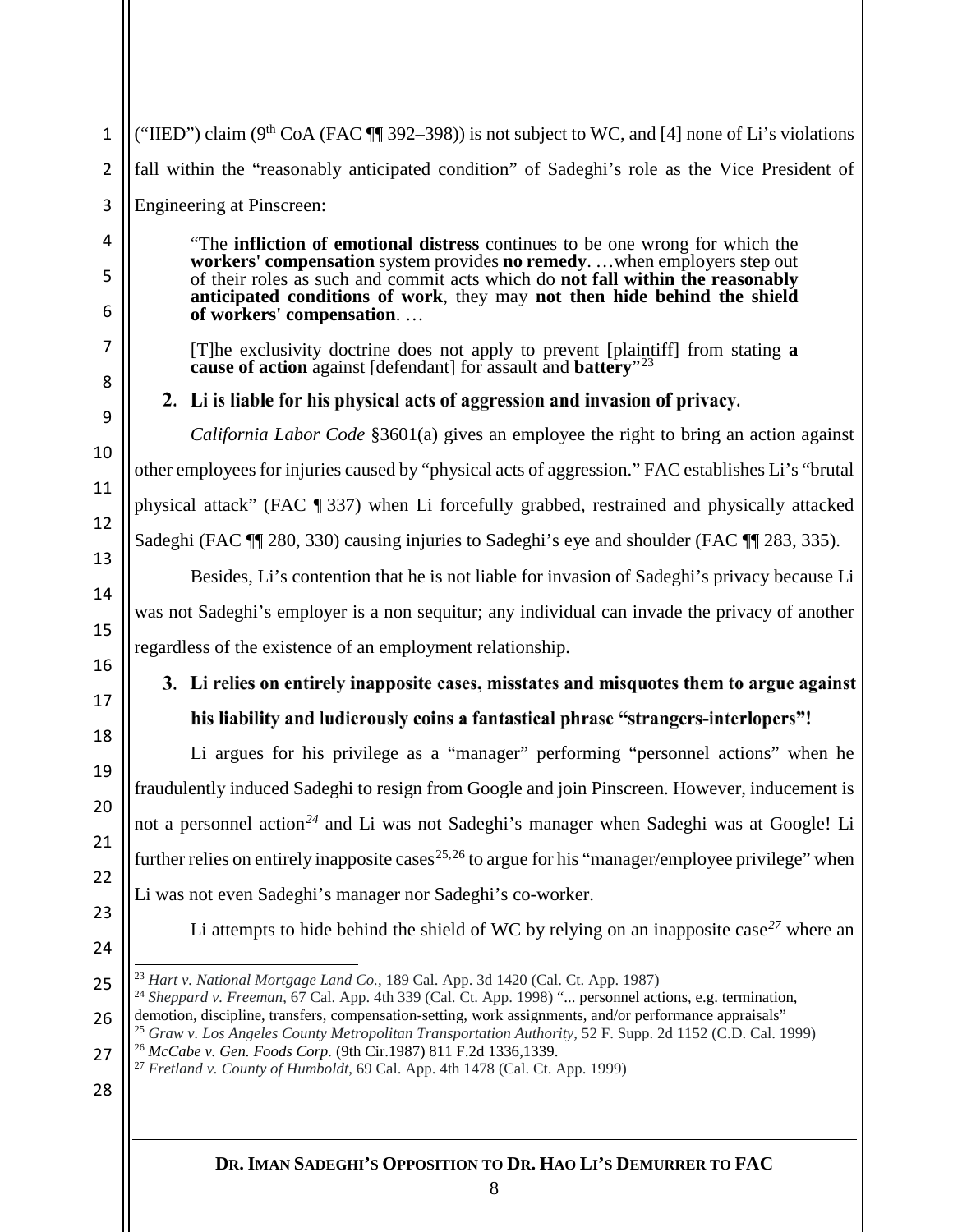("IIED") claim (9th CoA (FAC ¶¶ 392–398)) is not subject to WC, and [4] none of Li's violations fall within the "reasonably anticipated condition" of Sadeghi's role as the Vice President of Engineering at Pinscreen:

> "The **infliction of emotional distress** continues to be one wrong for which the **workers' compensation** system provides **no remedy**. …when employers step out of their roles as such and commit acts which do **not fall within the reasonably anticipated conditions of work**, they may **not then hide behind the shield of workers' compensation**. …
>
> [T]he exclusivity doctrine does not apply to prevent [plaintiff] from stating **a cause of action** against [defendant] for assault and **battery**"[23]

### 2. Li is liable for his physical acts of aggression and invasion of privacy.

*California Labor Code* §3601(a) gives an employee the right to bring an action against other employees for injuries caused by "physical acts of aggression." FAC establishes Li's "brutal physical attack" (FAC ¶ 337) when Li forcefully grabbed, restrained and physically attacked Sadeghi (FAC ¶¶ 280, 330) causing injuries to Sadeghi's eye and shoulder (FAC ¶¶ 283, 335).

Besides, Li's contention that he is not liable for invasion of Sadeghi's privacy because Li was not Sadeghi's employer is a non sequitur; any individual can invade the privacy of another regardless of the existence of an employment relationship.

### 3. Li relies on entirely inapposite cases, misstates and misquotes them to argue against his liability and ludicrously coins a fantastical phrase "strangers-interlopers"!

Li argues for his privilege as a "manager" performing "personnel actions" when he fraudulently induced Sadeghi to resign from Google and join Pinscreen. However, inducement is not a personnel action[24] and Li was not Sadeghi's manager when Sadeghi was at Google! Li further relies on entirely inapposite cases[25,26] to argue for his "manager/employee privilege" when Li was not even Sadeghi's manager nor Sadeghi's co-worker.

Li attempts to hide behind the shield of WC by relying on an inapposite case[27] where an

---

[23] *Hart v. National Mortgage Land Co.*, 189 Cal. App. 3d 1420 (Cal. Ct. App. 1987)

[24] *Sheppard v. Freeman*, 67 Cal. App. 4th 339 (Cal. Ct. App. 1998) "... personnel actions, e.g. termination, demotion, discipline, transfers, compensation-setting, work assignments, and/or performance appraisals"

[25] *Graw v. Los Angeles County Metropolitan Transportation Authority*, 52 F. Supp. 2d 1152 (C.D. Cal. 1999)

[26] *McCabe v. Gen. Foods Corp.* (9th Cir.1987) 811 F.2d 1336,1339.

[27] *Fretland v. County of Humboldt*, 69 Cal. App. 4th 1478 (Cal. Ct. App. 1999)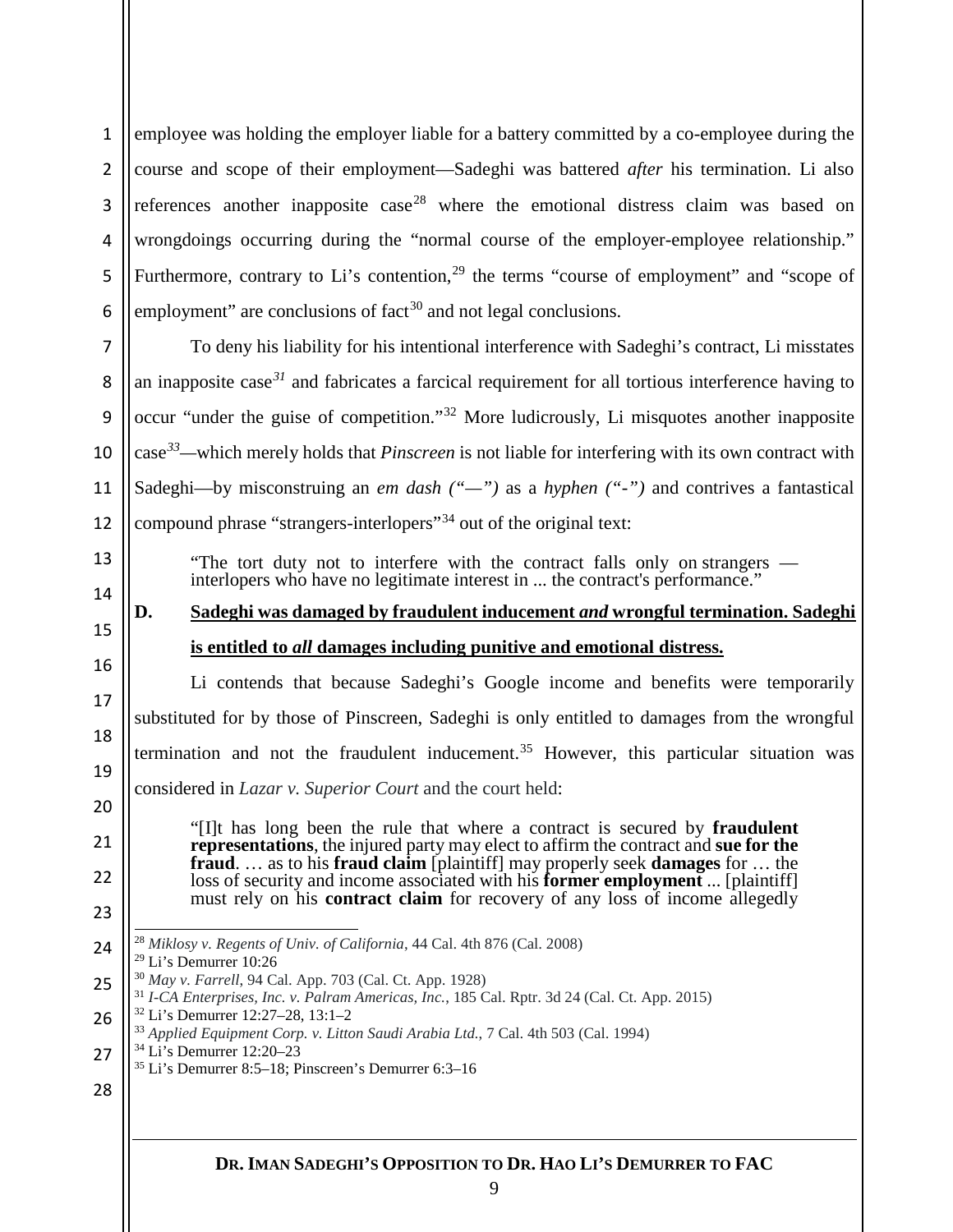employee was holding the employer liable for a battery committed by a co-employee during the course and scope of their employment—Sadeghi was battered *after* his termination. Li also references another inapposite case[28] where the emotional distress claim was based on wrongdoings occurring during the "normal course of the employer-employee relationship." Furthermore, contrary to Li's contention,[29] the terms "course of employment" and "scope of employment" are conclusions of fact[30] and not legal conclusions.

To deny his liability for his intentional interference with Sadeghi's contract, Li misstates an inapposite case[31] and fabricates a farcical requirement for all tortious interference having to occur "under the guise of competition."[32] More ludicrously, Li misquotes another inapposite case[33]—which merely holds that *Pinscreen* is not liable for interfering with its own contract with Sadeghi—by misconstruing an *em dash ("—")* as a *hyphen ("-")* and contrives a fantastical compound phrase "strangers-interlopers"[34] out of the original text:

> "The tort duty not to interfere with the contract falls only on strangers — interlopers who have no legitimate interest in ... the contract's performance."

## D. Sadeghi was damaged by fraudulent inducement *and* wrongful termination. Sadeghi is entitled to *all* damages including punitive and emotional distress.

Li contends that because Sadeghi's Google income and benefits were temporarily substituted for by those of Pinscreen, Sadeghi is only entitled to damages from the wrongful termination and not the fraudulent inducement.[35] However, this particular situation was considered in *Lazar v. Superior Court* and the court held:

> "[I]t has long been the rule that where a contract is secured by **fraudulent representations**, the injured party may elect to affirm the contract and **sue for the fraud**. … as to his **fraud claim** [plaintiff] may properly seek **damages** for … the loss of security and income associated with his **former employment** ... [plaintiff] must rely on his **contract claim** for recovery of any loss of income allegedly

---

[28] *Miklosy v. Regents of Univ. of California*, 44 Cal. 4th 876 (Cal. 2008)

[29] Li's Demurrer 10:26

[30] *May v. Farrell*, 94 Cal. App. 703 (Cal. Ct. App. 1928)

[31] *I-CA Enterprises, Inc. v. Palram Americas, Inc.*, 185 Cal. Rptr. 3d 24 (Cal. Ct. App. 2015)

[32] Li's Demurrer 12:27–28, 13:1–2

[33] *Applied Equipment Corp. v. Litton Saudi Arabia Ltd.*, 7 Cal. 4th 503 (Cal. 1994)

[34] Li's Demurrer 12:20–23

[35] Li's Demurrer 8:5–18; Pinscreen's Demurrer 6:3–16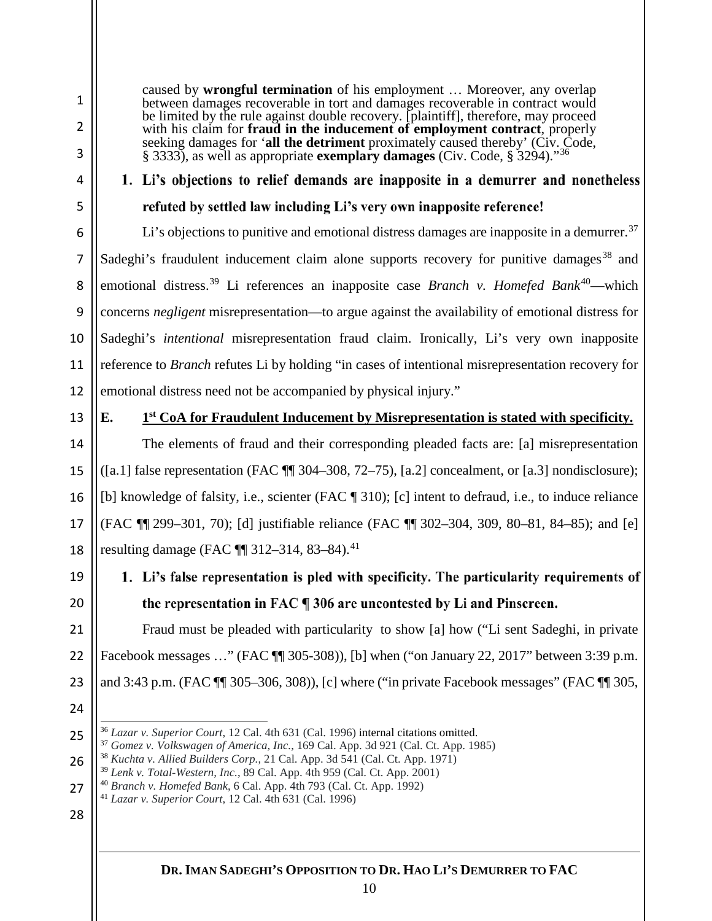caused by **wrongful termination** of his employment … Moreover, any overlap between damages recoverable in tort and damages recoverable in contract would be limited by the rule against double recovery. [plaintiff], therefore, may proceed with his claim for **fraud in the inducement of employment contract**, properly seeking damages for '**all the detriment** proximately caused thereby' (Civ. Code, § 3333), as well as appropriate **exemplary damages** (Civ. Code, § 3294)."[36]

### 1. Li's objections to relief demands are inapposite in a demurrer and nonetheless refuted by settled law including Li's very own inapposite reference!

Li's objections to punitive and emotional distress damages are inapposite in a demurrer.[37] Sadeghi's fraudulent inducement claim alone supports recovery for punitive damages[38] and emotional distress.[39] Li references an inapposite case *Branch v. Homefed Bank*[40]—which concerns *negligent* misrepresentation—to argue against the availability of emotional distress for Sadeghi's *intentional* misrepresentation fraud claim. Ironically, Li's very own inapposite reference to *Branch* refutes Li by holding "in cases of intentional misrepresentation recovery for emotional distress need not be accompanied by physical injury."

## E. 1st CoA for Fraudulent Inducement by Misrepresentation is stated with specificity.

The elements of fraud and their corresponding pleaded facts are: [a] misrepresentation ([a.1] false representation (FAC ¶¶ 304–308, 72–75), [a.2] concealment, or [a.3] nondisclosure); [b] knowledge of falsity, i.e., scienter (FAC ¶ 310); [c] intent to defraud, i.e., to induce reliance (FAC ¶¶ 299–301, 70); [d] justifiable reliance (FAC ¶¶ 302–304, 309, 80–81, 84–85); and [e] resulting damage (FAC ¶¶ 312–314, 83–84).[41]

### 1. Li's false representation is pled with specificity. The particularity requirements of the representation in FAC ¶ 306 are uncontested by Li and Pinscreen.

Fraud must be pleaded with particularity to show [a] how ("Li sent Sadeghi, in private Facebook messages …" (FAC ¶¶ 305-308)), [b] when ("on January 22, 2017" between 3:39 p.m. and 3:43 p.m. (FAC ¶¶ 305–306, 308)), [c] where ("in private Facebook messages" (FAC ¶¶ 305,

---

[36] *Lazar v. Superior Court*, 12 Cal. 4th 631 (Cal. 1996) internal citations omitted.
[37] *Gomez v. Volkswagen of America, Inc.*, 169 Cal. App. 3d 921 (Cal. Ct. App. 1985)
[38] *Kuchta v. Allied Builders Corp.*, 21 Cal. App. 3d 541 (Cal. Ct. App. 1971)
[39] *Lenk v. Total-Western, Inc.*, 89 Cal. App. 4th 959 (Cal. Ct. App. 2001)
[40] *Branch v. Homefed Bank*, 6 Cal. App. 4th 793 (Cal. Ct. App. 1992)
[41] *Lazar v. Superior Court*, 12 Cal. 4th 631 (Cal. 1996)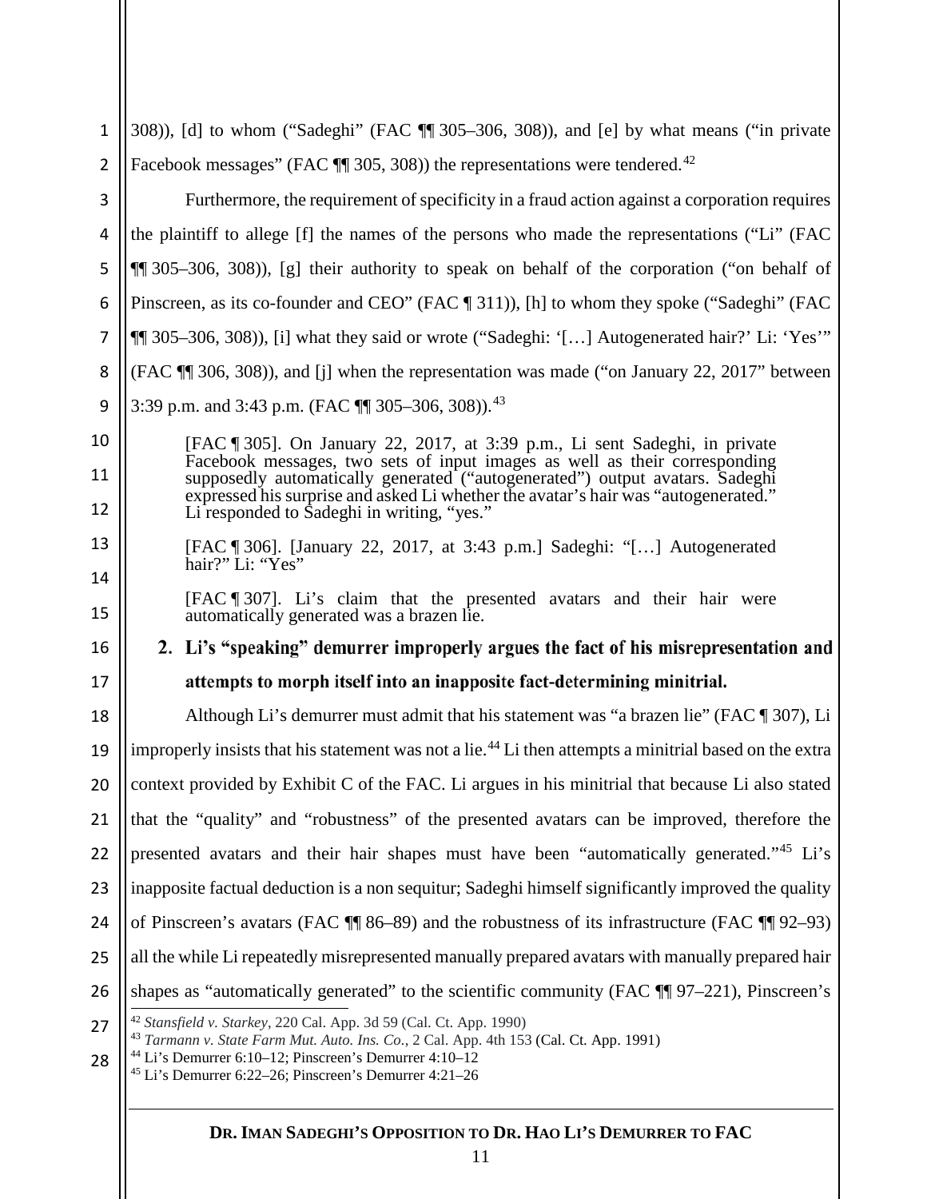308)), [d] to whom ("Sadeghi" (FAC ¶¶ 305–306, 308)), and [e] by what means ("in private Facebook messages" (FAC ¶¶ 305, 308)) the representations were tendered.[42]

Furthermore, the requirement of specificity in a fraud action against a corporation requires the plaintiff to allege [f] the names of the persons who made the representations ("Li" (FAC ¶¶ 305–306, 308)), [g] their authority to speak on behalf of the corporation ("on behalf of Pinscreen, as its co-founder and CEO" (FAC ¶ 311)), [h] to whom they spoke ("Sadeghi" (FAC ¶¶ 305–306, 308)), [i] what they said or wrote ("Sadeghi: '[…] Autogenerated hair?' Li: 'Yes'" (FAC ¶¶ 306, 308)), and [j] when the representation was made ("on January 22, 2017" between 3:39 p.m. and 3:43 p.m. (FAC ¶¶ 305–306, 308)).[43]

> [FAC ¶ 305]. On January 22, 2017, at 3:39 p.m., Li sent Sadeghi, in private Facebook messages, two sets of input images as well as their corresponding supposedly automatically generated ("autogenerated") output avatars. Sadeghi expressed his surprise and asked Li whether the avatar's hair was "autogenerated." Li responded to Sadeghi in writing, "yes."
>
> [FAC ¶ 306]. [January 22, 2017, at 3:43 p.m.] Sadeghi: "[…] Autogenerated hair?" Li: "Yes"
>
> [FAC ¶ 307]. Li's claim that the presented avatars and their hair were automatically generated was a brazen lie.

### 2. Li's "speaking" demurrer improperly argues the fact of his misrepresentation and attempts to morph itself into an inapposite fact-determining minitrial.

Although Li's demurrer must admit that his statement was "a brazen lie" (FAC ¶ 307), Li improperly insists that his statement was not a lie.[44] Li then attempts a minitrial based on the extra context provided by Exhibit C of the FAC. Li argues in his minitrial that because Li also stated that the "quality" and "robustness" of the presented avatars can be improved, therefore the presented avatars and their hair shapes must have been "automatically generated."[45] Li's inapposite factual deduction is a non sequitur; Sadeghi himself significantly improved the quality of Pinscreen's avatars (FAC ¶¶ 86–89) and the robustness of its infrastructure (FAC ¶¶ 92–93) all the while Li repeatedly misrepresented manually prepared avatars with manually prepared hair shapes as "automatically generated" to the scientific community (FAC ¶¶ 97–221), Pinscreen's

[42] *Stansfield v. Starkey*, 220 Cal. App. 3d 59 (Cal. Ct. App. 1990)

[43] *Tarmann v. State Farm Mut. Auto. Ins. Co.*, 2 Cal. App. 4th 153 (Cal. Ct. App. 1991)

[44] Li's Demurrer 6:10–12; Pinscreen's Demurrer 4:10–12

[45] Li's Demurrer 6:22–26; Pinscreen's Demurrer 4:21–26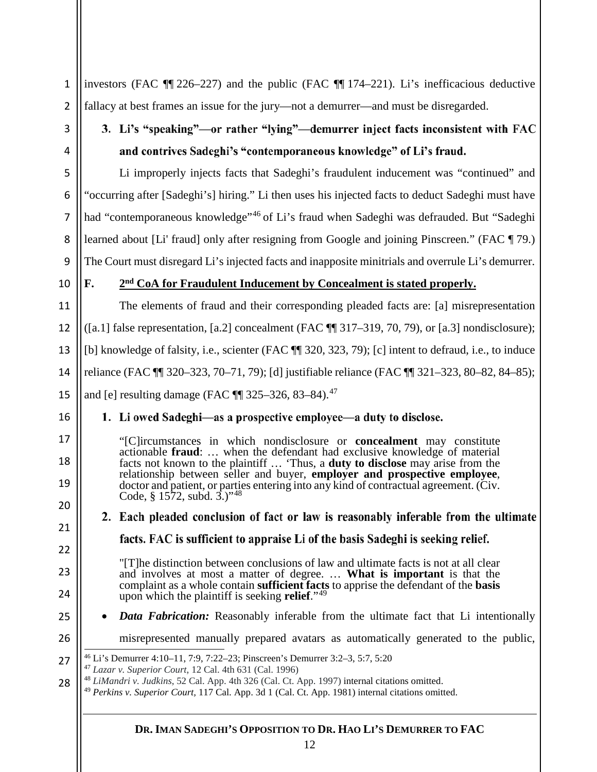investors (FAC ¶¶ 226–227) and the public (FAC ¶¶ 174–221). Li's inefficacious deductive fallacy at best frames an issue for the jury—not a demurrer—and must be disregarded.

### 3. Li's "speaking"—or rather "lying"—demurrer inject facts inconsistent with FAC and contrives Sadeghi's "contemporaneous knowledge" of Li's fraud.

Li improperly injects facts that Sadeghi's fraudulent inducement was "continued" and "occurring after [Sadeghi's] hiring." Li then uses his injected facts to deduct Sadeghi must have had "contemporaneous knowledge"[46] of Li's fraud when Sadeghi was defrauded. But "Sadeghi learned about [Li' fraud] only after resigning from Google and joining Pinscreen." (FAC ¶ 79.) The Court must disregard Li's injected facts and inapposite minitrials and overrule Li's demurrer.

## F. 2nd CoA for Fraudulent Inducement by Concealment is stated properly.

The elements of fraud and their corresponding pleaded facts are: [a] misrepresentation ([a.1] false representation, [a.2] concealment (FAC ¶¶ 317–319, 70, 79), or [a.3] nondisclosure); [b] knowledge of falsity, i.e., scienter (FAC ¶¶ 320, 323, 79); [c] intent to defraud, i.e., to induce reliance (FAC ¶¶ 320–323, 70–71, 79); [d] justifiable reliance (FAC ¶¶ 321–323, 80–82, 84–85); and [e] resulting damage (FAC ¶¶ 325–326, 83–84).[47]

### 1. Li owed Sadeghi—as a prospective employee—a duty to disclose.

> "[C]ircumstances in which nondisclosure or **concealment** may constitute actionable **fraud**: … when the defendant had exclusive knowledge of material facts not known to the plaintiff … 'Thus, a **duty to disclose** may arise from the relationship between seller and buyer, **employer and prospective employee**, doctor and patient, or parties entering into any kind of contractual agreement. (Civ. Code, § 1572, subd. 3.)"[48]

### 2. Each pleaded conclusion of fact or law is reasonably inferable from the ultimate facts. FAC is sufficient to appraise Li of the basis Sadeghi is seeking relief.

> "[T]he distinction between conclusions of law and ultimate facts is not at all clear and involves at most a matter of degree. … **What is important** is that the complaint as a whole contain **sufficient facts** to apprise the defendant of the **basis** upon which the plaintiff is seeking **relief**."[49]

- ***Data Fabrication:*** Reasonably inferable from the ultimate fact that Li intentionally misrepresented manually prepared avatars as automatically generated to the public,

---

[46] Li's Demurrer 4:10–11, 7:9, 7:22–23; Pinscreen's Demurrer 3:2–3, 5:7, 5:20

[47] *Lazar v. Superior Court*, 12 Cal. 4th 631 (Cal. 1996)

[48] *LiMandri v. Judkins*, 52 Cal. App. 4th 326 (Cal. Ct. App. 1997) internal citations omitted.

[49] *Perkins v. Superior Court*, 117 Cal. App. 3d 1 (Cal. Ct. App. 1981) internal citations omitted.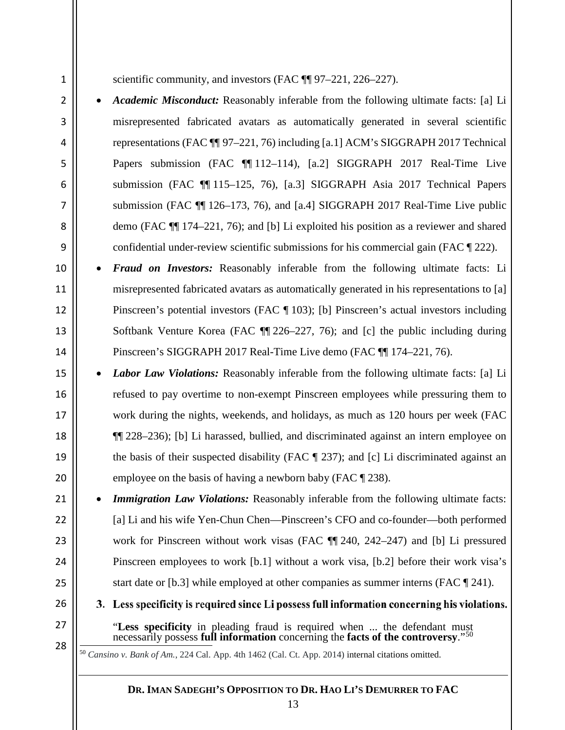scientific community, and investors (FAC ¶¶ 97–221, 226–227).

- ***Academic Misconduct:*** Reasonably inferable from the following ultimate facts: [a] Li misrepresented fabricated avatars as automatically generated in several scientific representations (FAC ¶¶ 97–221, 76) including [a.1] ACM's SIGGRAPH 2017 Technical Papers submission (FAC ¶¶ 112–114), [a.2] SIGGRAPH 2017 Real-Time Live submission (FAC ¶¶ 115–125, 76), [a.3] SIGGRAPH Asia 2017 Technical Papers submission (FAC ¶¶ 126–173, 76), and [a.4] SIGGRAPH 2017 Real-Time Live public demo (FAC ¶¶ 174–221, 76); and [b] Li exploited his position as a reviewer and shared confidential under-review scientific submissions for his commercial gain (FAC ¶ 222).
- ***Fraud on Investors:*** Reasonably inferable from the following ultimate facts: Li misrepresented fabricated avatars as automatically generated in his representations to [a] Pinscreen's potential investors (FAC ¶ 103); [b] Pinscreen's actual investors including Softbank Venture Korea (FAC ¶¶ 226–227, 76); and [c] the public including during Pinscreen's SIGGRAPH 2017 Real-Time Live demo (FAC ¶¶ 174–221, 76).
- ***Labor Law Violations:*** Reasonably inferable from the following ultimate facts: [a] Li refused to pay overtime to non-exempt Pinscreen employees while pressuring them to work during the nights, weekends, and holidays, as much as 120 hours per week (FAC ¶¶ 228–236); [b] Li harassed, bullied, and discriminated against an intern employee on the basis of their suspected disability (FAC ¶ 237); and [c] Li discriminated against an employee on the basis of having a newborn baby (FAC ¶ 238).
- ***Immigration Law Violations:*** Reasonably inferable from the following ultimate facts: [a] Li and his wife Yen-Chun Chen—Pinscreen's CFO and co-founder—both performed work for Pinscreen without work visas (FAC ¶¶ 240, 242–247) and [b] Li pressured Pinscreen employees to work [b.1] without a work visa, [b.2] before their work visa's start date or [b.3] while employed at other companies as summer interns (FAC ¶ 241).

### 3. Less specificity is required since Li possess full information concerning his violations.

"**Less specificity** in pleading fraud is required when ... the defendant must necessarily possess **full information** concerning the **facts of the controversy**."[50]

[50] *Cansino v. Bank of Am.*, 224 Cal. App. 4th 1462 (Cal. Ct. App. 2014) internal citations omitted.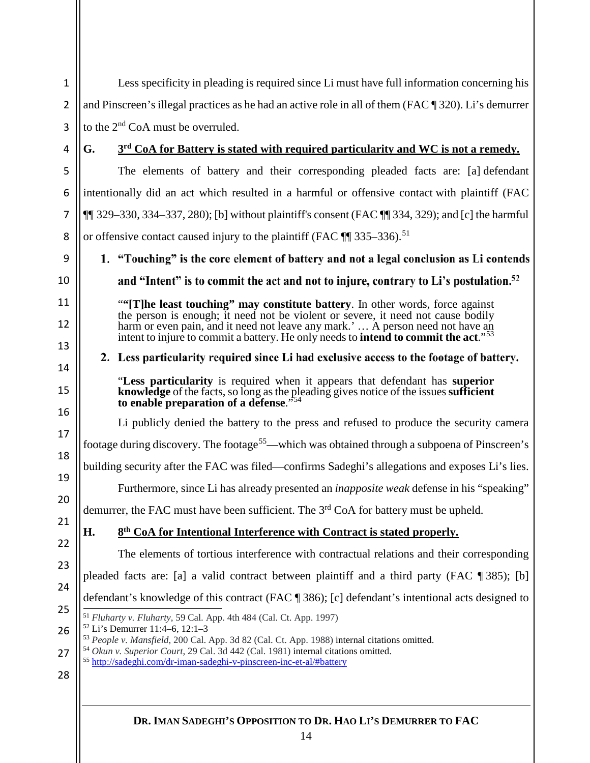Less specificity in pleading is required since Li must have full information concerning his and Pinscreen's illegal practices as he had an active role in all of them (FAC ¶ 320). Li's demurrer to the 2nd CoA must be overruled.

## G. 3rd CoA for Battery is stated with required particularity and WC is not a remedy.

The elements of battery and their corresponding pleaded facts are: [a] defendant intentionally did an act which resulted in a harmful or offensive contact with plaintiff (FAC ¶¶ 329–330, 334–337, 280); [b] without plaintiff's consent (FAC ¶¶ 334, 329); and [c] the harmful or offensive contact caused injury to the plaintiff (FAC ¶¶ 335–336).[51]

### 1. "Touching" is the core element of battery and not a legal conclusion as Li contends and "Intent" is to commit the act and not to injure, contrary to Li's postulation.[52]

> "**"[T]he least touching" may constitute battery**. In other words, force against the person is enough; it need not be violent or severe, it need not cause bodily harm or even pain, and it need not leave any mark.' … A person need not have an intent to injure to commit a battery. He only needs to **intend to commit the act**."[53]

### 2. Less particularity required since Li had exclusive access to the footage of battery.

> "**Less particularity** is required when it appears that defendant has **superior knowledge** of the facts, so long as the pleading gives notice of the issues **sufficient to enable preparation of a defense**."[54]

Li publicly denied the battery to the press and refused to produce the security camera footage during discovery. The footage[55]—which was obtained through a subpoena of Pinscreen's building security after the FAC was filed—confirms Sadeghi's allegations and exposes Li's lies.

Furthermore, since Li has already presented an *inapposite weak* defense in his "speaking" demurrer, the FAC must have been sufficient. The 3rd CoA for battery must be upheld.

## H. 8th CoA for Intentional Interference with Contract is stated properly.

The elements of tortious interference with contractual relations and their corresponding pleaded facts are: [a] a valid contract between plaintiff and a third party (FAC ¶ 385); [b] defendant's knowledge of this contract (FAC ¶ 386); [c] defendant's intentional acts designed to

---

[51] *Fluharty v. Fluharty*, 59 Cal. App. 4th 484 (Cal. Ct. App. 1997)

[52] Li's Demurrer 11:4–6, 12:1–3

[53] *People v. Mansfield*, 200 Cal. App. 3d 82 (Cal. Ct. App. 1988) internal citations omitted.

[54] *Okun v. Superior Court*, 29 Cal. 3d 442 (Cal. 1981) internal citations omitted.

[55] http://sadeghi.com/dr-iman-sadeghi-v-pinscreen-inc-et-al/#battery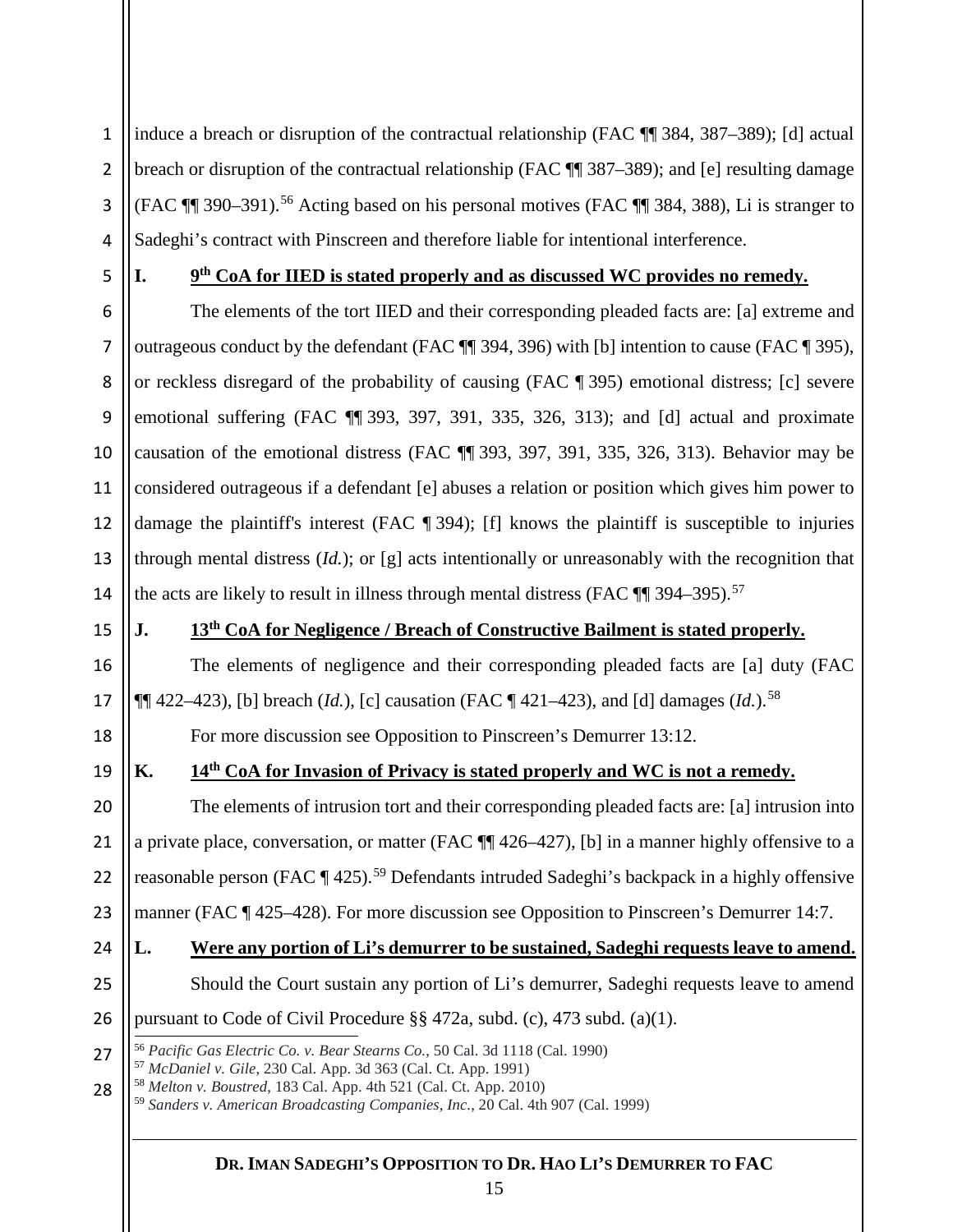induce a breach or disruption of the contractual relationship (FAC ¶¶ 384, 387–389); [d] actual breach or disruption of the contractual relationship (FAC ¶¶ 387–389); and [e] resulting damage (FAC ¶¶ 390–391).[56] Acting based on his personal motives (FAC ¶¶ 384, 388), Li is stranger to Sadeghi's contract with Pinscreen and therefore liable for intentional interference.

### I. 9th CoA for IIED is stated properly and as discussed WC provides no remedy.

The elements of the tort IIED and their corresponding pleaded facts are: [a] extreme and outrageous conduct by the defendant (FAC ¶¶ 394, 396) with [b] intention to cause (FAC ¶ 395), or reckless disregard of the probability of causing (FAC ¶ 395) emotional distress; [c] severe emotional suffering (FAC ¶¶ 393, 397, 391, 335, 326, 313); and [d] actual and proximate causation of the emotional distress (FAC ¶¶ 393, 397, 391, 335, 326, 313). Behavior may be considered outrageous if a defendant [e] abuses a relation or position which gives him power to damage the plaintiff's interest (FAC ¶ 394); [f] knows the plaintiff is susceptible to injuries through mental distress (*Id.*); or [g] acts intentionally or unreasonably with the recognition that the acts are likely to result in illness through mental distress (FAC ¶¶ 394–395).[57]

### J. 13th CoA for Negligence / Breach of Constructive Bailment is stated properly.

The elements of negligence and their corresponding pleaded facts are [a] duty (FAC ¶¶ 422–423), [b] breach (*Id.*), [c] causation (FAC ¶ 421–423), and [d] damages (*Id.*).[58]

For more discussion see Opposition to Pinscreen's Demurrer 13:12.

### K. 14th CoA for Invasion of Privacy is stated properly and WC is not a remedy.

The elements of intrusion tort and their corresponding pleaded facts are: [a] intrusion into a private place, conversation, or matter (FAC ¶¶ 426–427), [b] in a manner highly offensive to a reasonable person (FAC ¶ 425).[59] Defendants intruded Sadeghi's backpack in a highly offensive manner (FAC ¶ 425–428). For more discussion see Opposition to Pinscreen's Demurrer 14:7.

### L. Were any portion of Li's demurrer to be sustained, Sadeghi requests leave to amend.

Should the Court sustain any portion of Li's demurrer, Sadeghi requests leave to amend pursuant to Code of Civil Procedure §§ 472a, subd. (c), 473 subd. (a)(1).

---

[56] *Pacific Gas Electric Co. v. Bear Stearns Co.*, 50 Cal. 3d 1118 (Cal. 1990)
[57] *McDaniel v. Gile*, 230 Cal. App. 3d 363 (Cal. Ct. App. 1991)
[58] *Melton v. Boustred*, 183 Cal. App. 4th 521 (Cal. Ct. App. 2010)
[59] *Sanders v. American Broadcasting Companies, Inc.*, 20 Cal. 4th 907 (Cal. 1999)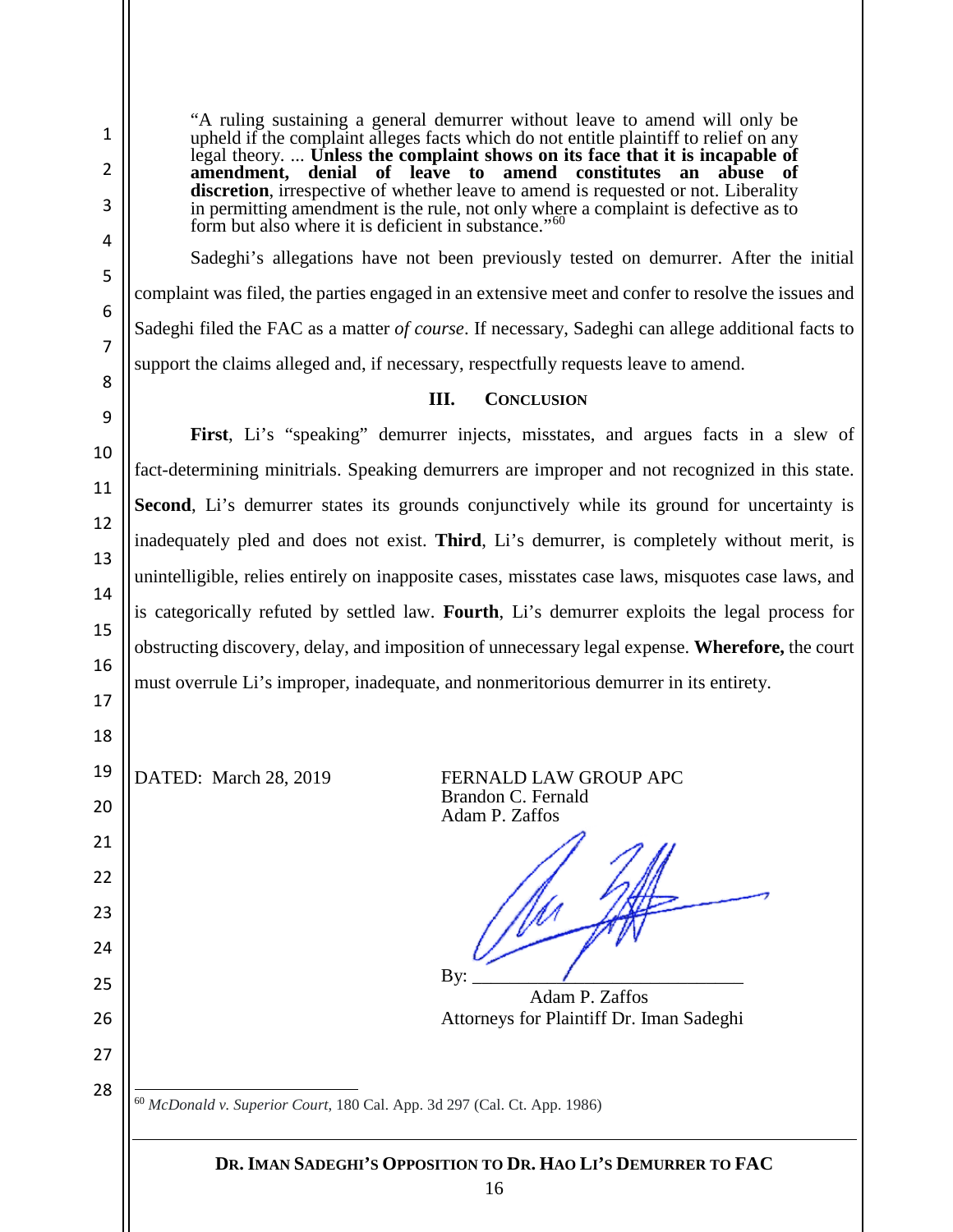> "A ruling sustaining a general demurrer without leave to amend will only be upheld if the complaint alleges facts which do not entitle plaintiff to relief on any legal theory. ... **Unless the complaint shows on its face that it is incapable of amendment, denial of leave to amend constitutes an abuse of discretion**, irrespective of whether leave to amend is requested or not. Liberality in permitting amendment is the rule, not only where a complaint is defective as to form but also where it is deficient in substance."[60]

Sadeghi's allegations have not been previously tested on demurrer. After the initial complaint was filed, the parties engaged in an extensive meet and confer to resolve the issues and Sadeghi filed the FAC as a matter *of course*. If necessary, Sadeghi can allege additional facts to support the claims alleged and, if necessary, respectfully requests leave to amend.

## III. CONCLUSION

**First**, Li's "speaking" demurrer injects, misstates, and argues facts in a slew of fact-determining minitrials. Speaking demurrers are improper and not recognized in this state. **Second**, Li's demurrer states its grounds conjunctively while its ground for uncertainty is inadequately pled and does not exist. **Third**, Li's demurrer, is completely without merit, is unintelligible, relies entirely on inapposite cases, misstates case laws, misquotes case laws, and is categorically refuted by settled law. **Fourth**, Li's demurrer exploits the legal process for obstructing discovery, delay, and imposition of unnecessary legal expense. **Wherefore,** the court must overrule Li's improper, inadequate, and nonmeritorious demurrer in its entirety.

DATED: March 28, 2019

FERNALD LAW GROUP APC
Brandon C. Fernald
Adam P. Zaffos

By: ______________________________
Adam P. Zaffos
Attorneys for Plaintiff Dr. Iman Sadeghi

---

[60] *McDonald v. Superior Court*, 180 Cal. App. 3d 297 (Cal. Ct. App. 1986)